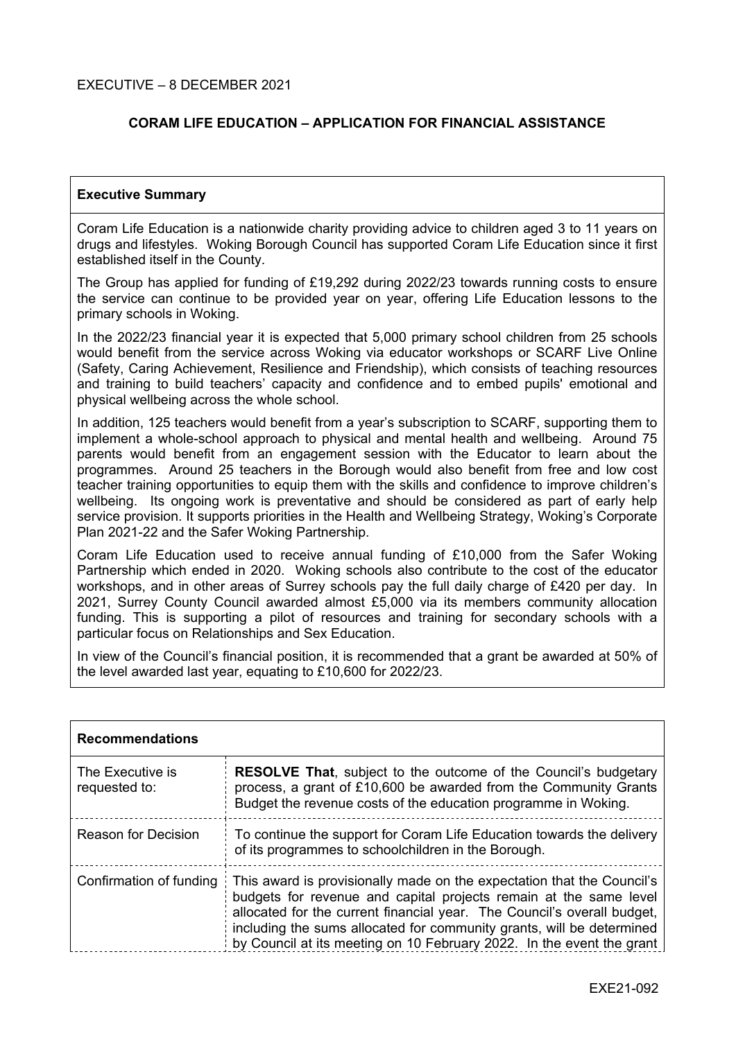EXECUTIVE – 8 DECEMBER 2021

# CORAM LIFE EDUCATION – APPLICATION FOR FINANCIAL ASSISTANCE

## Executive Summary

Coram Life Education is a nationwide charity providing advice to children aged 3 to 11 years on drugs and lifestyles. Woking Borough Council has supported Coram Life Education since it first established itself in the County.

The Group has applied for funding of £19,292 during 2022/23 towards running costs to ensure the service can continue to be provided year on year, offering Life Education lessons to the primary schools in Woking.

In the 2022/23 financial year it is expected that 5,000 primary school children from 25 schools would benefit from the service across Woking via educator workshops or SCARF Live Online (Safety, Caring Achievement, Resilience and Friendship), which consists of teaching resources and training to build teachers' capacity and confidence and to embed pupils' emotional and physical wellbeing across the whole school.

In addition, 125 teachers would benefit from a year's subscription to SCARF, supporting them to implement a whole-school approach to physical and mental health and wellbeing. Around 75 parents would benefit from an engagement session with the Educator to learn about the programmes. Around 25 teachers in the Borough would also benefit from free and low cost teacher training opportunities to equip them with the skills and confidence to improve children's wellbeing. Its ongoing work is preventative and should be considered as part of early help service provision. It supports priorities in the Health and Wellbeing Strategy, Woking's Corporate Plan 2021-22 and the Safer Woking Partnership.

Coram Life Education used to receive annual funding of £10,000 from the Safer Woking Partnership which ended in 2020. Woking schools also contribute to the cost of the educator workshops, and in other areas of Surrey schools pay the full daily charge of £420 per day. In 2021, Surrey County Council awarded almost £5,000 via its members community allocation funding. This is supporting a pilot of resources and training for secondary schools with a particular focus on Relationships and Sex Education.

In view of the Council's financial position, it is recommended that a grant be awarded at 50% of the level awarded last year, equating to £10,600 for 2022/23.

## Recommendations

| | |
|---|---|
| The Executive is requested to: | **RESOLVE That**, subject to the outcome of the Council's budgetary process, a grant of £10,600 be awarded from the Community Grants Budget the revenue costs of the education programme in Woking. |
| Reason for Decision | To continue the support for Coram Life Education towards the delivery of its programmes to schoolchildren in the Borough. |
| Confirmation of funding | This award is provisionally made on the expectation that the Council's budgets for revenue and capital projects remain at the same level allocated for the current financial year. The Council's overall budget, including the sums allocated for community grants, will be determined by Council at its meeting on 10 February 2022. In the event the grant |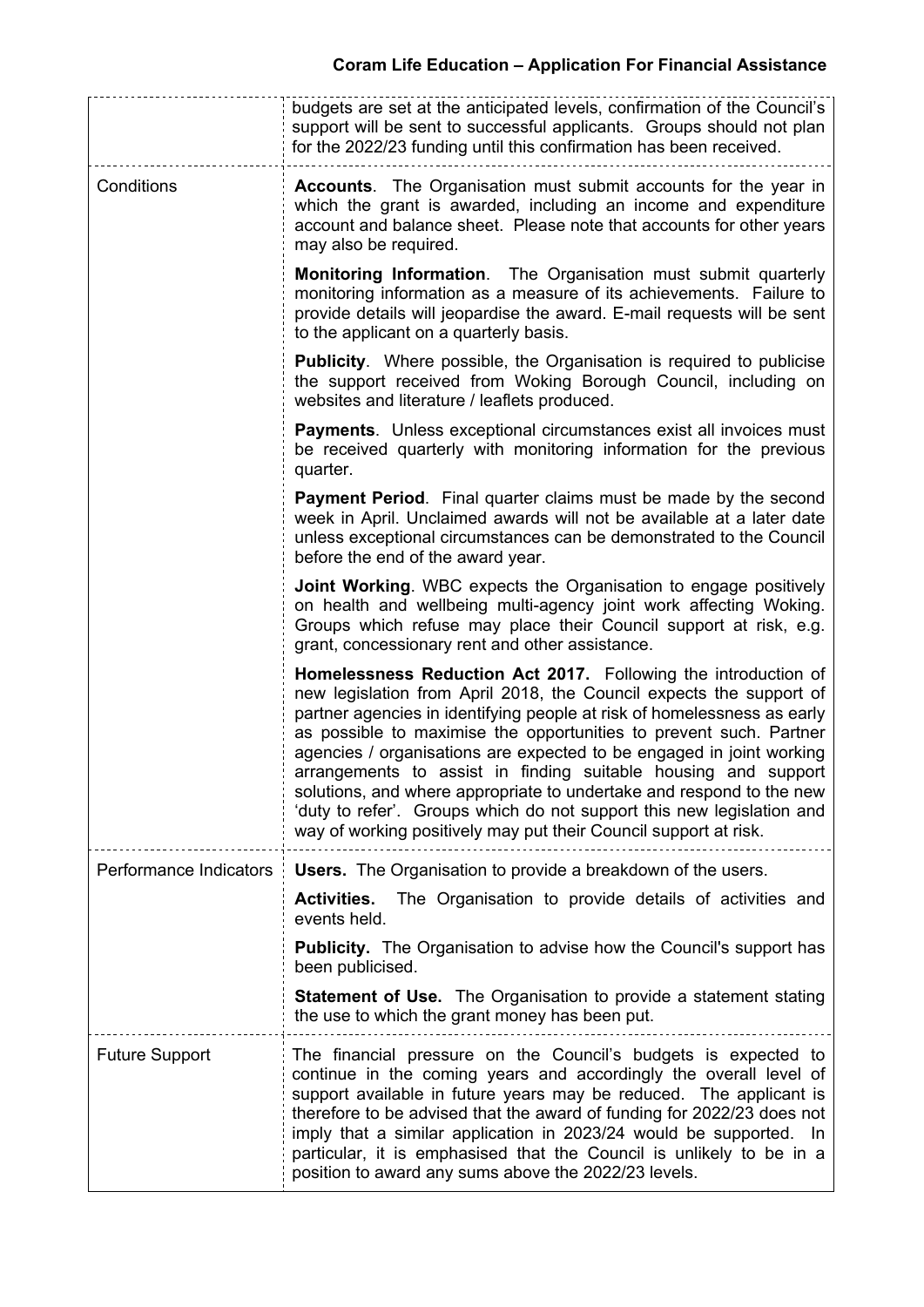| | |
|---|---|
| | budgets are set at the anticipated levels, confirmation of the Council's support will be sent to successful applicants. Groups should not plan for the 2022/23 funding until this confirmation has been received. |
| Conditions | **Accounts**. The Organisation must submit accounts for the year in which the grant is awarded, including an income and expenditure account and balance sheet. Please note that accounts for other years may also be required.<br><br>**Monitoring Information**. The Organisation must submit quarterly monitoring information as a measure of its achievements. Failure to provide details will jeopardise the award. E-mail requests will be sent to the applicant on a quarterly basis.<br><br>**Publicity**. Where possible, the Organisation is required to publicise the support received from Woking Borough Council, including on websites and literature / leaflets produced.<br><br>**Payments**. Unless exceptional circumstances exist all invoices must be received quarterly with monitoring information for the previous quarter.<br><br>**Payment Period**. Final quarter claims must be made by the second week in April. Unclaimed awards will not be available at a later date unless exceptional circumstances can be demonstrated to the Council before the end of the award year.<br><br>**Joint Working**. WBC expects the Organisation to engage positively on health and wellbeing multi-agency joint work affecting Woking. Groups which refuse may place their Council support at risk, e.g. grant, concessionary rent and other assistance.<br><br>**Homelessness Reduction Act 2017.** Following the introduction of new legislation from April 2018, the Council expects the support of partner agencies in identifying people at risk of homelessness as early as possible to maximise the opportunities to prevent such. Partner agencies / organisations are expected to be engaged in joint working arrangements to assist in finding suitable housing and support solutions, and where appropriate to undertake and respond to the new 'duty to refer'. Groups which do not support this new legislation and way of working positively may put their Council support at risk. |
| Performance Indicators | **Users.** The Organisation to provide a breakdown of the users.<br><br>**Activities.** The Organisation to provide details of activities and events held.<br><br>**Publicity.** The Organisation to advise how the Council's support has been publicised.<br><br>**Statement of Use.** The Organisation to provide a statement stating the use to which the grant money has been put. |
| Future Support | The financial pressure on the Council's budgets is expected to continue in the coming years and accordingly the overall level of support available in future years may be reduced. The applicant is therefore to be advised that the award of funding for 2022/23 does not imply that a similar application in 2023/24 would be supported. In particular, it is emphasised that the Council is unlikely to be in a position to award any sums above the 2022/23 levels. |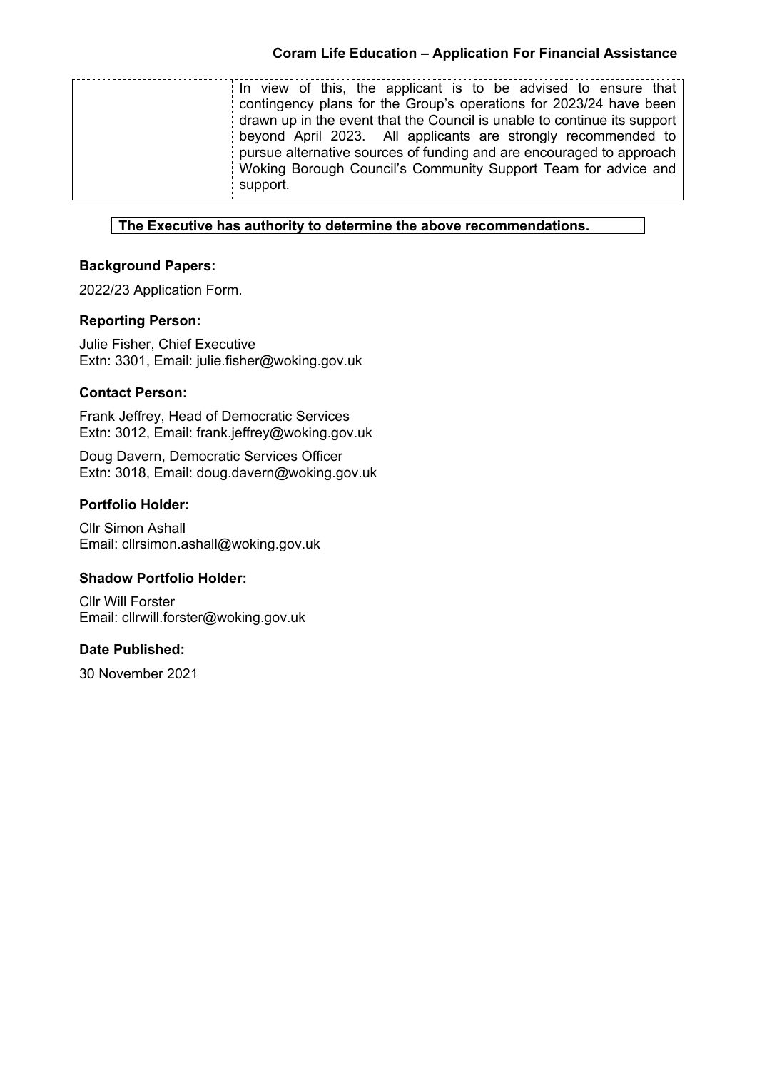|  | In view of this, the applicant is to be advised to ensure that contingency plans for the Group's operations for 2023/24 have been drawn up in the event that the Council is unable to continue its support beyond April 2023. All applicants are strongly recommended to pursue alternative sources of funding and are encouraged to approach Woking Borough Council's Community Support Team for advice and support. |
|---|---|

**The Executive has authority to determine the above recommendations.**

### Background Papers:

2022/23 Application Form.

### Reporting Person:

Julie Fisher, Chief Executive
Extn: 3301, Email: julie.fisher@woking.gov.uk

### Contact Person:

Frank Jeffrey, Head of Democratic Services
Extn: 3012, Email: frank.jeffrey@woking.gov.uk

Doug Davern, Democratic Services Officer
Extn: 3018, Email: doug.davern@woking.gov.uk

### Portfolio Holder:

Cllr Simon Ashall
Email: cllrsimon.ashall@woking.gov.uk

### Shadow Portfolio Holder:

Cllr Will Forster
Email: cllrwill.forster@woking.gov.uk

### Date Published:

30 November 2021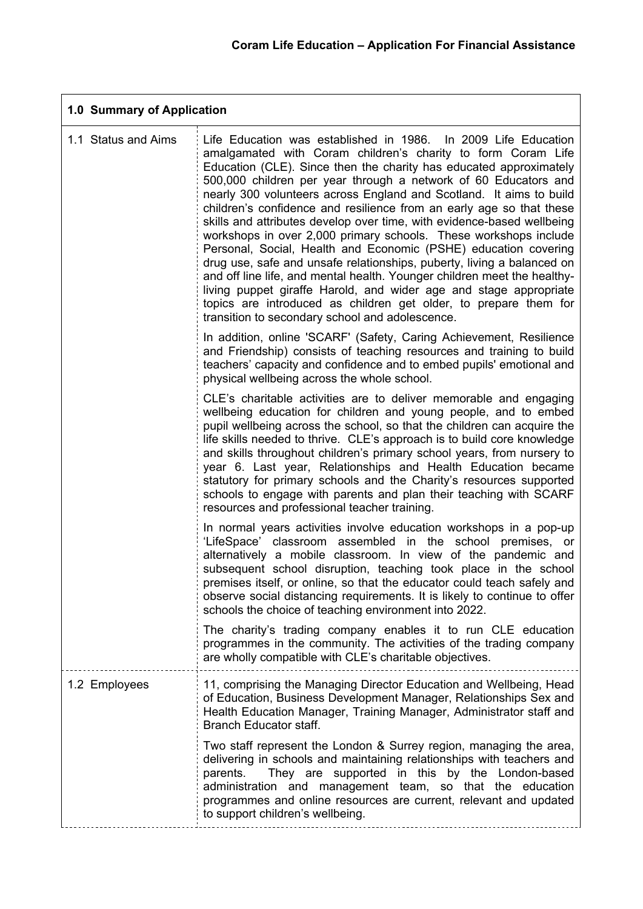| 1.0 Summary of Application | |
|---|---|
| 1.1 Status and Aims | Life Education was established in 1986. In 2009 Life Education amalgamated with Coram children's charity to form Coram Life Education (CLE). Since then the charity has educated approximately 500,000 children per year through a network of 60 Educators and nearly 300 volunteers across England and Scotland. It aims to build children's confidence and resilience from an early age so that these skills and attributes develop over time, with evidence-based wellbeing workshops in over 2,000 primary schools. These workshops include Personal, Social, Health and Economic (PSHE) education covering drug use, safe and unsafe relationships, puberty, living a balanced on and off line life, and mental health. Younger children meet the healthy-living puppet giraffe Harold, and wider age and stage appropriate topics are introduced as children get older, to prepare them for transition to secondary school and adolescence.<br><br>In addition, online 'SCARF' (Safety, Caring Achievement, Resilience and Friendship) consists of teaching resources and training to build teachers' capacity and confidence and to embed pupils' emotional and physical wellbeing across the whole school.<br><br>CLE's charitable activities are to deliver memorable and engaging wellbeing education for children and young people, and to embed pupil wellbeing across the school, so that the children can acquire the life skills needed to thrive. CLE's approach is to build core knowledge and skills throughout children's primary school years, from nursery to year 6. Last year, Relationships and Health Education became statutory for primary schools and the Charity's resources supported schools to engage with parents and plan their teaching with SCARF resources and professional teacher training.<br><br>In normal years activities involve education workshops in a pop-up 'LifeSpace' classroom assembled in the school premises, or alternatively a mobile classroom. In view of the pandemic and subsequent school disruption, teaching took place in the school premises itself, or online, so that the educator could teach safely and observe social distancing requirements. It is likely to continue to offer schools the choice of teaching environment into 2022.<br><br>The charity's trading company enables it to run CLE education programmes in the community. The activities of the trading company are wholly compatible with CLE's charitable objectives. |
| 1.2 Employees | 11, comprising the Managing Director Education and Wellbeing, Head of Education, Business Development Manager, Relationships Sex and Health Education Manager, Training Manager, Administrator staff and Branch Educator staff.<br><br>Two staff represent the London & Surrey region, managing the area, delivering in schools and maintaining relationships with teachers and parents. They are supported in this by the London-based administration and management team, so that the education programmes and online resources are current, relevant and updated to support children's wellbeing. |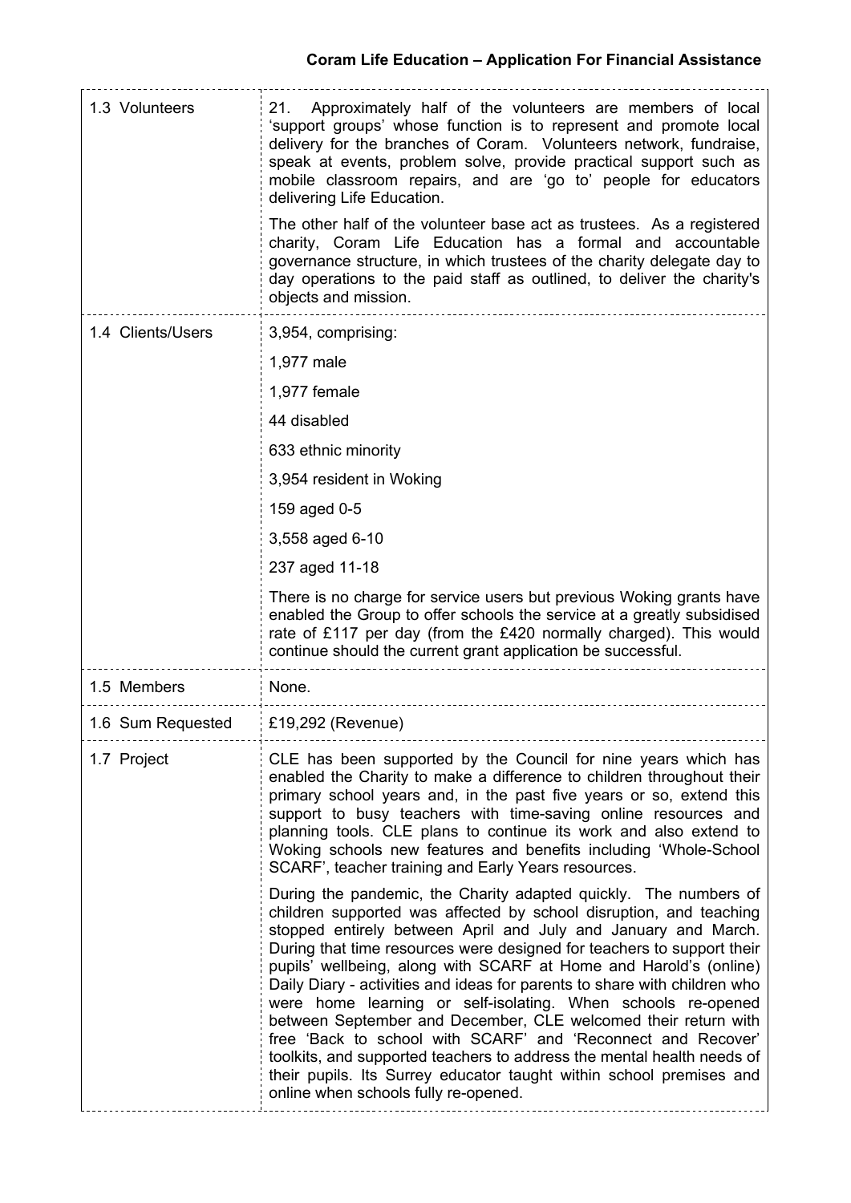| | |
|---|---|
| 1.3 Volunteers | 21. Approximately half of the volunteers are members of local 'support groups' whose function is to represent and promote local delivery for the branches of Coram. Volunteers network, fundraise, speak at events, problem solve, provide practical support such as mobile classroom repairs, and are 'go to' people for educators delivering Life Education.<br><br>The other half of the volunteer base act as trustees. As a registered charity, Coram Life Education has a formal and accountable governance structure, in which trustees of the charity delegate day to day operations to the paid staff as outlined, to deliver the charity's objects and mission. |
| 1.4 Clients/Users | 3,954, comprising:<br><br>1,977 male<br><br>1,977 female<br><br>44 disabled<br><br>633 ethnic minority<br><br>3,954 resident in Woking<br><br>159 aged 0-5<br><br>3,558 aged 6-10<br><br>237 aged 11-18<br><br>There is no charge for service users but previous Woking grants have enabled the Group to offer schools the service at a greatly subsidised rate of £117 per day (from the £420 normally charged). This would continue should the current grant application be successful. |
| 1.5 Members | None. |
| 1.6 Sum Requested | £19,292 (Revenue) |
| 1.7 Project | CLE has been supported by the Council for nine years which has enabled the Charity to make a difference to children throughout their primary school years and, in the past five years or so, extend this support to busy teachers with time-saving online resources and planning tools. CLE plans to continue its work and also extend to Woking schools new features and benefits including 'Whole-School SCARF', teacher training and Early Years resources.<br><br>During the pandemic, the Charity adapted quickly. The numbers of children supported was affected by school disruption, and teaching stopped entirely between April and July and January and March. During that time resources were designed for teachers to support their pupils' wellbeing, along with SCARF at Home and Harold's (online) Daily Diary - activities and ideas for parents to share with children who were home learning or self-isolating. When schools re-opened between September and December, CLE welcomed their return with free 'Back to school with SCARF' and 'Reconnect and Recover' toolkits, and supported teachers to address the mental health needs of their pupils. Its Surrey educator taught within school premises and online when schools fully re-opened. |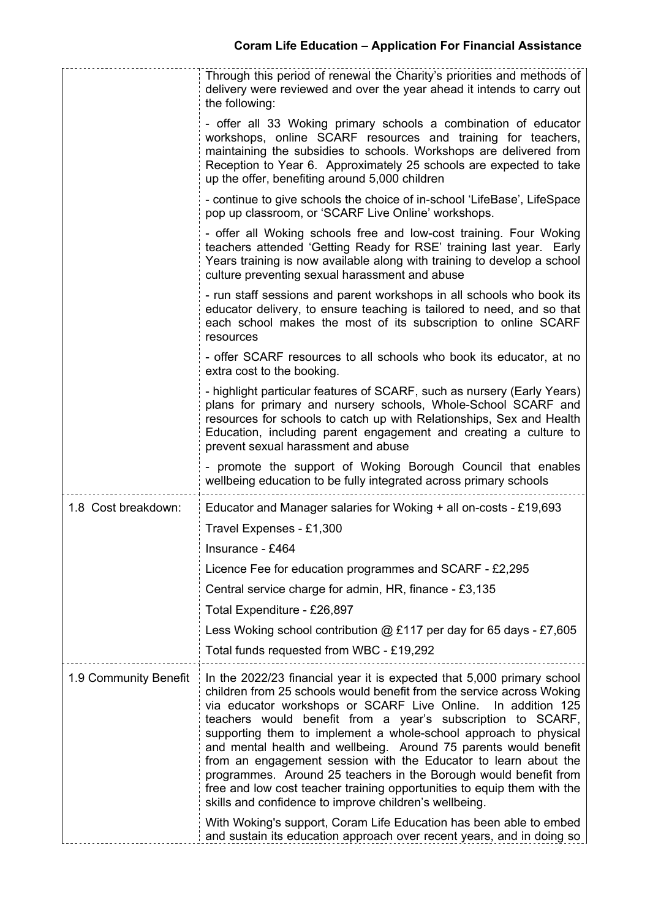| | |
|---|---|
| | Through this period of renewal the Charity's priorities and methods of delivery were reviewed and over the year ahead it intends to carry out the following:<br><br>- offer all 33 Woking primary schools a combination of educator workshops, online SCARF resources and training for teachers, maintaining the subsidies to schools. Workshops are delivered from Reception to Year 6. Approximately 25 schools are expected to take up the offer, benefiting around 5,000 children<br><br>- continue to give schools the choice of in-school 'LifeBase', LifeSpace pop up classroom, or 'SCARF Live Online' workshops.<br><br>- offer all Woking schools free and low-cost training. Four Woking teachers attended 'Getting Ready for RSE' training last year. Early Years training is now available along with training to develop a school culture preventing sexual harassment and abuse<br><br>- run staff sessions and parent workshops in all schools who book its educator delivery, to ensure teaching is tailored to need, and so that each school makes the most of its subscription to online SCARF resources<br><br>- offer SCARF resources to all schools who book its educator, at no extra cost to the booking.<br><br>- highlight particular features of SCARF, such as nursery (Early Years) plans for primary and nursery schools, Whole-School SCARF and resources for schools to catch up with Relationships, Sex and Health Education, including parent engagement and creating a culture to prevent sexual harassment and abuse<br><br>- promote the support of Woking Borough Council that enables wellbeing education to be fully integrated across primary schools |
| 1.8 Cost breakdown: | Educator and Manager salaries for Woking + all on-costs - £19,693<br><br>Travel Expenses - £1,300<br><br>Insurance - £464<br><br>Licence Fee for education programmes and SCARF - £2,295<br><br>Central service charge for admin, HR, finance - £3,135<br><br>Total Expenditure - £26,897<br><br>Less Woking school contribution @ £117 per day for 65 days - £7,605<br><br>Total funds requested from WBC - £19,292 |
| 1.9 Community Benefit | In the 2022/23 financial year it is expected that 5,000 primary school children from 25 schools would benefit from the service across Woking via educator workshops or SCARF Live Online. In addition 125 teachers would benefit from a year's subscription to SCARF, supporting them to implement a whole-school approach to physical and mental health and wellbeing. Around 75 parents would benefit from an engagement session with the Educator to learn about the programmes. Around 25 teachers in the Borough would benefit from free and low cost teacher training opportunities to equip them with the skills and confidence to improve children's wellbeing.<br><br>With Woking's support, Coram Life Education has been able to embed and sustain its education approach over recent years, and in doing so |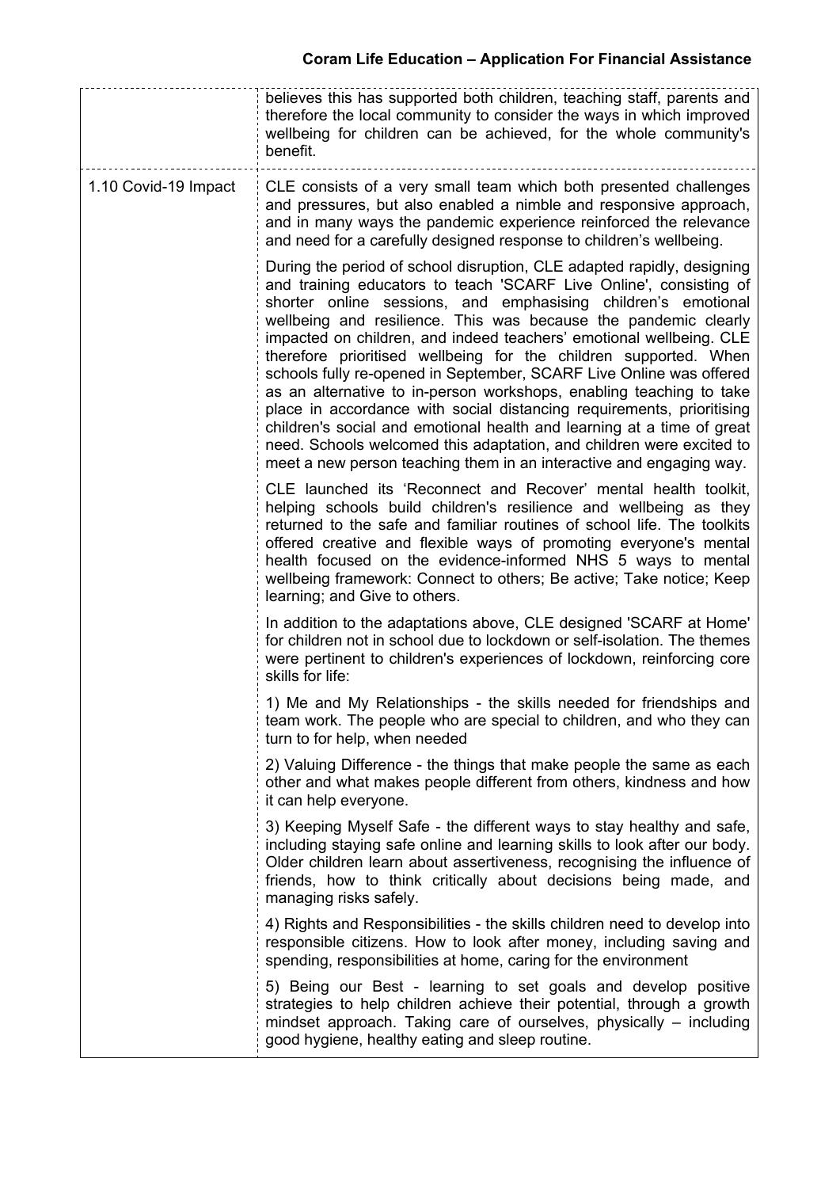| | |
|---|---|
| | believes this has supported both children, teaching staff, parents and therefore the local community to consider the ways in which improved wellbeing for children can be achieved, for the whole community's benefit. |
| 1.10 Covid-19 Impact | CLE consists of a very small team which both presented challenges and pressures, but also enabled a nimble and responsive approach, and in many ways the pandemic experience reinforced the relevance and need for a carefully designed response to children's wellbeing.<br><br>During the period of school disruption, CLE adapted rapidly, designing and training educators to teach 'SCARF Live Online', consisting of shorter online sessions, and emphasising children's emotional wellbeing and resilience. This was because the pandemic clearly impacted on children, and indeed teachers' emotional wellbeing. CLE therefore prioritised wellbeing for the children supported. When schools fully re-opened in September, SCARF Live Online was offered as an alternative to in-person workshops, enabling teaching to take place in accordance with social distancing requirements, prioritising children's social and emotional health and learning at a time of great need. Schools welcomed this adaptation, and children were excited to meet a new person teaching them in an interactive and engaging way.<br><br>CLE launched its 'Reconnect and Recover' mental health toolkit, helping schools build children's resilience and wellbeing as they returned to the safe and familiar routines of school life. The toolkits offered creative and flexible ways of promoting everyone's mental health focused on the evidence-informed NHS 5 ways to mental wellbeing framework: Connect to others; Be active; Take notice; Keep learning; and Give to others.<br><br>In addition to the adaptations above, CLE designed 'SCARF at Home' for children not in school due to lockdown or self-isolation. The themes were pertinent to children's experiences of lockdown, reinforcing core skills for life:<br><br>1) Me and My Relationships - the skills needed for friendships and team work. The people who are special to children, and who they can turn to for help, when needed<br><br>2) Valuing Difference - the things that make people the same as each other and what makes people different from others, kindness and how it can help everyone.<br><br>3) Keeping Myself Safe - the different ways to stay healthy and safe, including staying safe online and learning skills to look after our body. Older children learn about assertiveness, recognising the influence of friends, how to think critically about decisions being made, and managing risks safely.<br><br>4) Rights and Responsibilities - the skills children need to develop into responsible citizens. How to look after money, including saving and spending, responsibilities at home, caring for the environment<br><br>5) Being our Best - learning to set goals and develop positive strategies to help children achieve their potential, through a growth mindset approach. Taking care of ourselves, physically – including good hygiene, healthy eating and sleep routine. |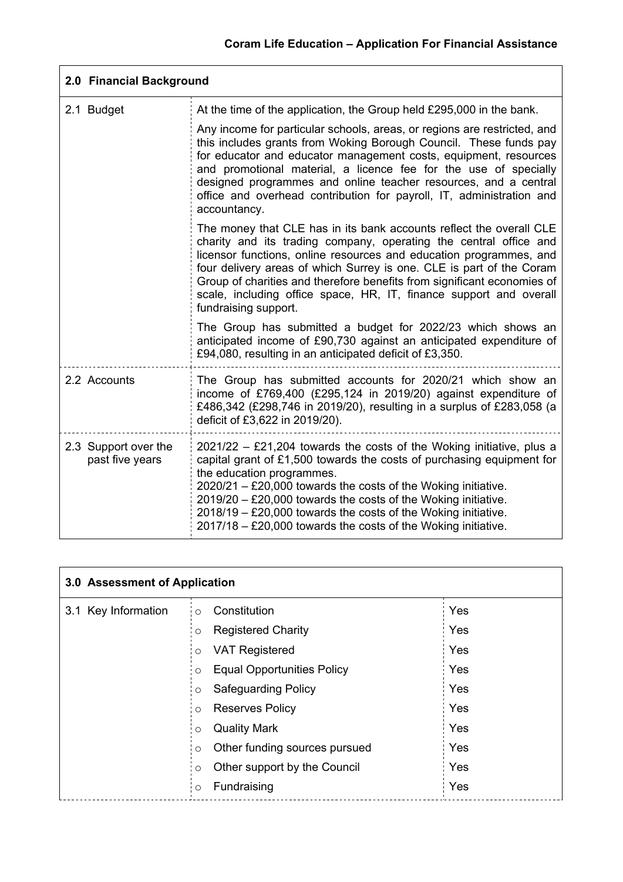| 2.0 Financial Background | |
|---|---|
| 2.1 Budget | At the time of the application, the Group held £295,000 in the bank.<br><br>Any income for particular schools, areas, or regions are restricted, and this includes grants from Woking Borough Council. These funds pay for educator and educator management costs, equipment, resources and promotional material, a licence fee for the use of specially designed programmes and online teacher resources, and a central office and overhead contribution for payroll, IT, administration and accountancy.<br><br>The money that CLE has in its bank accounts reflect the overall CLE charity and its trading company, operating the central office and licensor functions, online resources and education programmes, and four delivery areas of which Surrey is one. CLE is part of the Coram Group of charities and therefore benefits from significant economies of scale, including office space, HR, IT, finance support and overall fundraising support.<br><br>The Group has submitted a budget for 2022/23 which shows an anticipated income of £90,730 against an anticipated expenditure of £94,080, resulting in an anticipated deficit of £3,350. |
| 2.2 Accounts | The Group has submitted accounts for 2020/21 which show an income of £769,400 (£295,124 in 2019/20) against expenditure of £486,342 (£298,746 in 2019/20), resulting in a surplus of £283,058 (a deficit of £3,622 in 2019/20). |
| 2.3 Support over the past five years | 2021/22 – £21,204 towards the costs of the Woking initiative, plus a capital grant of £1,500 towards the costs of purchasing equipment for the education programmes.<br>2020/21 – £20,000 towards the costs of the Woking initiative.<br>2019/20 – £20,000 towards the costs of the Woking initiative.<br>2018/19 – £20,000 towards the costs of the Woking initiative.<br>2017/18 – £20,000 towards the costs of the Woking initiative. |

| 3.0 Assessment of Application | | |
|---|---|---|
| 3.1 Key Information | Constitution | Yes |
| | Registered Charity | Yes |
| | VAT Registered | Yes |
| | Equal Opportunities Policy | Yes |
| | Safeguarding Policy | Yes |
| | Reserves Policy | Yes |
| | Quality Mark | Yes |
| | Other funding sources pursued | Yes |
| | Other support by the Council | Yes |
| | Fundraising | Yes |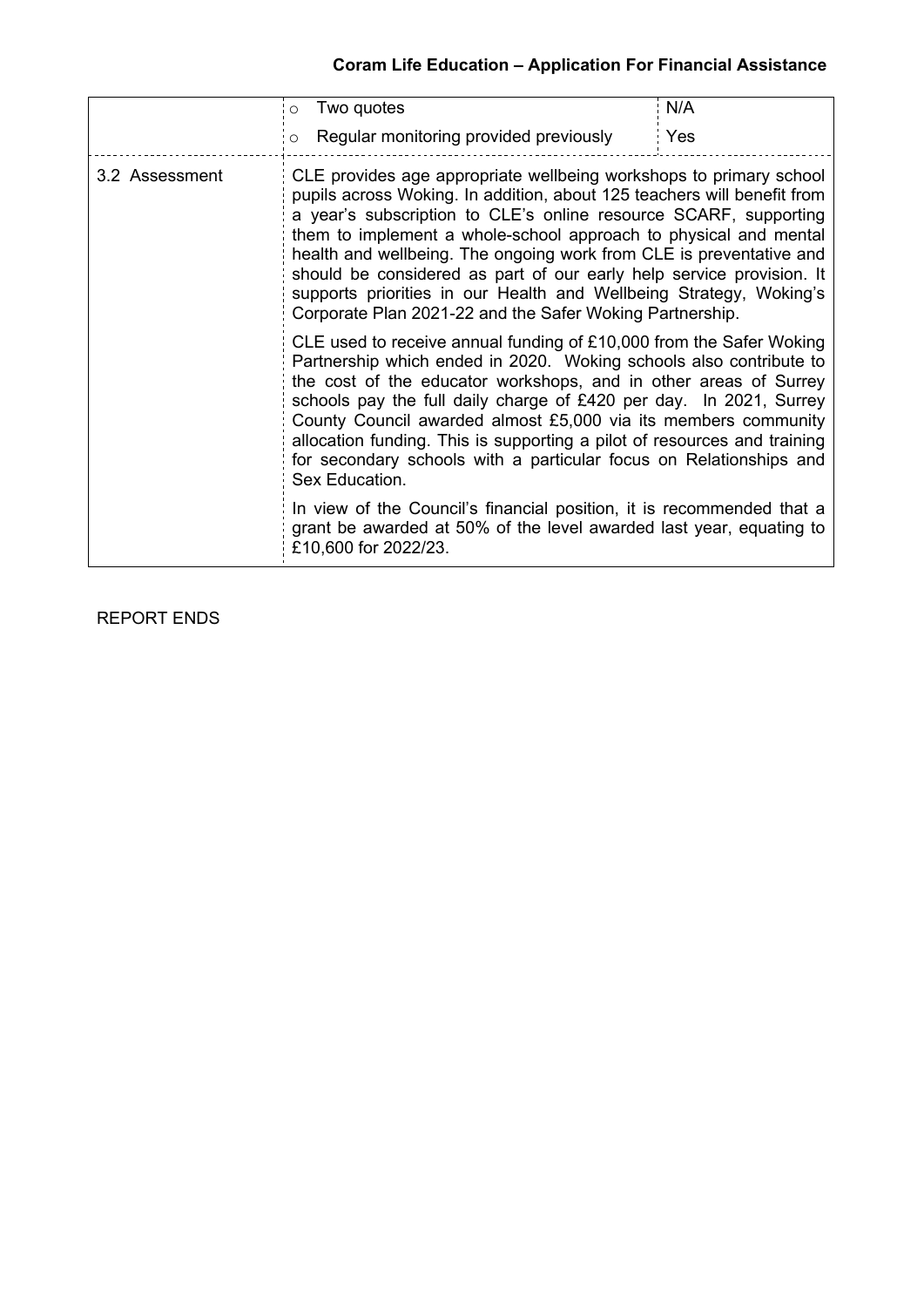| | | |
|---|---|---|
| | ○ Two quotes | N/A |
| | ○ Regular monitoring provided previously | Yes |
| 3.2 Assessment | CLE provides age appropriate wellbeing workshops to primary school pupils across Woking. In addition, about 125 teachers will benefit from a year's subscription to CLE's online resource SCARF, supporting them to implement a whole-school approach to physical and mental health and wellbeing. The ongoing work from CLE is preventative and should be considered as part of our early help service provision. It supports priorities in our Health and Wellbeing Strategy, Woking's Corporate Plan 2021-22 and the Safer Woking Partnership.<br><br>CLE used to receive annual funding of £10,000 from the Safer Woking Partnership which ended in 2020. Woking schools also contribute to the cost of the educator workshops, and in other areas of Surrey schools pay the full daily charge of £420 per day. In 2021, Surrey County Council awarded almost £5,000 via its members community allocation funding. This is supporting a pilot of resources and training for secondary schools with a particular focus on Relationships and Sex Education.<br><br>In view of the Council's financial position, it is recommended that a grant be awarded at 50% of the level awarded last year, equating to £10,600 for 2022/23. | |

REPORT ENDS